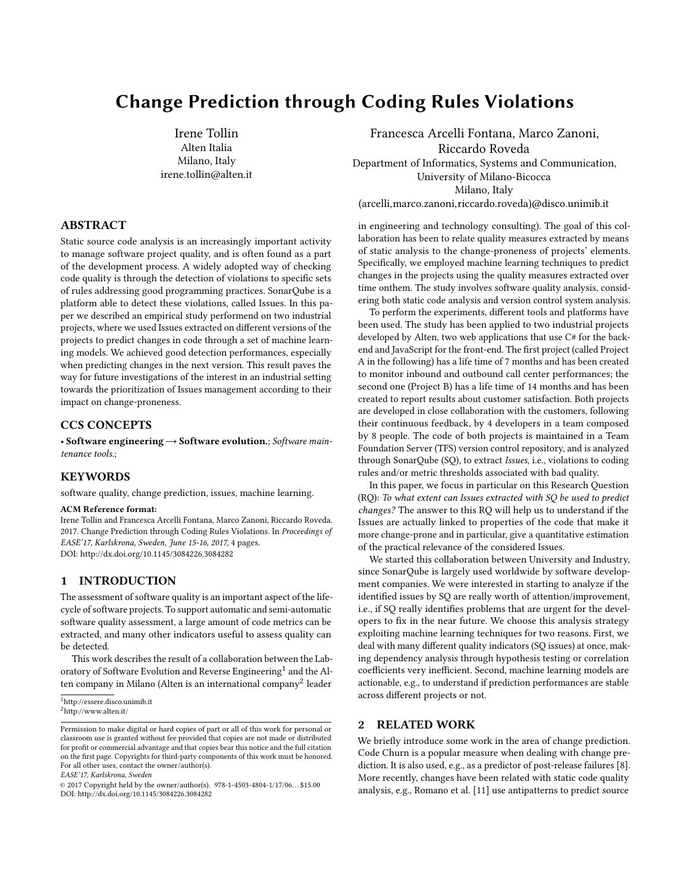# Change Prediction through Coding Rules Violations

Irene Tollin
Alten Italia
Milano, Italy
irene.tollin@alten.it

Francesca Arcelli Fontana, Marco Zanoni, Riccardo Roveda
Department of Informatics, Systems and Communication, University of Milano-Bicocca
Milano, Italy
(arcelli,marco.zanoni,riccardo.roveda)@disco.unimib.it

## ABSTRACT

Static source code analysis is an increasingly important activity to manage software project quality, and is often found as a part of the development process. A widely adopted way of checking code quality is through the detection of violations to specific sets of rules addressing good programming practices. SonarQube is a platform able to detect these violations, called Issues. In this paper we described an empirical study performend on two industrial projects, where we used Issues extracted on different versions of the projects to predict changes in code through a set of machine learning models. We achieved good detection performances, especially when predicting changes in the next version. This result paves the way for future investigations of the interest in an industrial setting towards the prioritization of Issues management according to their impact on change-proneness.

## CCS CONCEPTS

• **Software engineering → Software evolution.**; *Software maintenance tools.*;

## KEYWORDS

software quality, change prediction, issues, machine learning.

**ACM Reference format:**
Irene Tollin and Francesca Arcelli Fontana, Marco Zanoni, Riccardo Roveda. 2017. Change Prediction through Coding Rules Violations. In *Proceedings of EASE'17, Karlskrona, Sweden, June 15-16, 2017,* 4 pages.
DOI: http://dx.doi.org/10.1145/3084226.3084282

## 1 INTRODUCTION

The assessment of software quality is an important aspect of the lifecycle of software projects. To support automatic and semi-automatic software quality assessment, a large amount of code metrics can be extracted, and many other indicators useful to assess quality can be detected.

This work describes the result of a collaboration between the Laboratory of Software Evolution and Reverse Engineering[1] and the Alten company in Milano (Alten is an international company[2] leader in engineering and technology consulting). The goal of this collaboration has been to relate quality measures extracted by means of static analysis to the change-proneness of projects' elements. Specifically, we employed machine learning techniques to predict changes in the projects using the quality measures extracted over time onthem. The study involves software quality analysis, considering both static code analysis and version control system analysis.

To perform the experiments, different tools and platforms have been used. The study has been applied to two industrial projects developed by Alten, two web applications that use C# for the backend and JavaScript for the front-end. The first project (called Project A in the following) has a life time of 7 months and has been created to monitor inbound and outbound call center performances; the second one (Project B) has a life time of 14 months and has been created to report results about customer satisfaction. Both projects are developed in close collaboration with the customers, following their continuous feedback, by 4 developers in a team composed by 8 people. The code of both projects is maintained in a Team Foundation Server (TFS) version control repository, and is analyzed through SonarQube (SQ), to extract *Issues*, i.e., violations to coding rules and/or metric thresholds associated with bad quality.

In this paper, we focus in particular on this Research Question (RQ): *To what extent can Issues extracted with SQ be used to predict changes?* The answer to this RQ will help us to understand if the Issues are actually linked to properties of the code that make it more change-prone and in particular, give a quantitative estimation of the practical relevance of the considered Issues.

We started this collaboration between University and Industry, since SonarQube is largely used worldwide by software development companies. We were interested in starting to analyze if the identified issues by SQ are really worth of attention/improvement, i.e., if SQ really identifies problems that are urgent for the developers to fix in the near future. We choose this analysis strategy exploiting machine learning techniques for two reasons. First, we deal with many different quality indicators (SQ issues) at once, making dependency analysis through hypothesis testing or correlation coefficients very inefficient. Second, machine learning models are actionable, e.g., to understand if prediction performances are stable across different projects or not.

## 2 RELATED WORK

We briefly introduce some work in the area of change prediction. Code Churn is a popular measure when dealing with change prediction. It is also used, e.g., as a predictor of post-release failures [8]. More recently, changes have been related with static code quality analysis, e.g., Romano et al. [11] use antipatterns to predict source

[1] http://essere.disco.unimib.it
[2] http://www.alten.it/

Permission to make digital or hard copies of part or all of this work for personal or classroom use is granted without fee provided that copies are not made or distributed for profit or commercial advantage and that copies bear this notice and the full citation on the first page. Copyrights for third-party components of this work must be honored. For all other uses, contact the owner/author(s).
*EASE'17, Karlskrona, Sweden*
© 2017 Copyright held by the owner/author(s). 978-1-4503-4804-1/17/06…$15.00
DOI: http://dx.doi.org/10.1145/3084226.3084282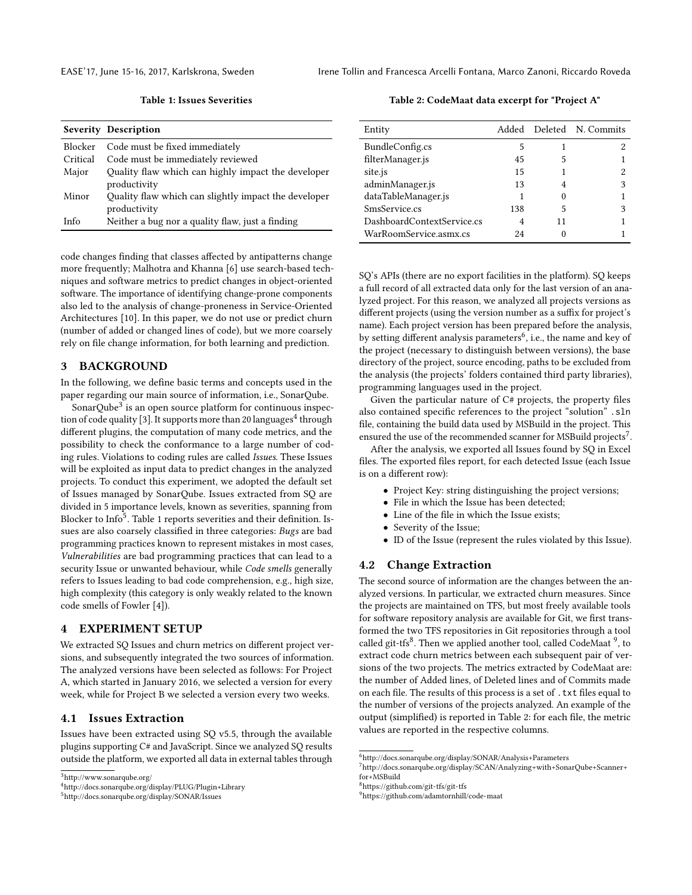**Table 1: Issues Severities**

| Severity | Description |
|---|---|
| Blocker | Code must be fixed immediately |
| Critical | Code must be immediately reviewed |
| Major | Quality flaw which can highly impact the developer productivity |
| Minor | Quality flaw which can slightly impact the developer productivity |
| Info | Neither a bug nor a quality flaw, just a finding |

code changes finding that classes affected by antipatterns change more frequently; Malhotra and Khanna [6] use search-based techniques and software metrics to predict changes in object-oriented software. The importance of identifying change-prone components also led to the analysis of change-proneness in Service-Oriented Architectures [10]. In this paper, we do not use or predict churn (number of added or changed lines of code), but we more coarsely rely on file change information, for both learning and prediction.

## 3 BACKGROUND

In the following, we define basic terms and concepts used in the paper regarding our main source of information, i.e., SonarQube.

SonarQube[3] is an open source platform for continuous inspection of code quality [3]. It supports more than 20 languages[4] through different plugins, the computation of many code metrics, and the possibility to check the conformance to a large number of coding rules. Violations to coding rules are called *Issues*. These Issues will be exploited as input data to predict changes in the analyzed projects. To conduct this experiment, we adopted the default set of Issues managed by SonarQube. Issues extracted from SQ are divided in 5 importance levels, known as severities, spanning from Blocker to Info[5]. Table 1 reports severities and their definition. Issues are also coarsely classified in three categories: *Bugs* are bad programming practices known to represent mistakes in most cases, *Vulnerabilities* are bad programming practices that can lead to a security Issue or unwanted behaviour, while *Code smells* generally refers to Issues leading to bad code comprehension, e.g., high size, high complexity (this category is only weakly related to the known code smells of Fowler [4]).

## 4 EXPERIMENT SETUP

We extracted SQ Issues and churn metrics on different project versions, and subsequently integrated the two sources of information. The analyzed versions have been selected as follows: For Project A, which started in January 2016, we selected a version for every week, while for Project B we selected a version every two weeks.

### 4.1 Issues Extraction

Issues have been extracted using SQ v5.5, through the available plugins supporting C# and JavaScript. Since we analyzed SQ results outside the platform, we exported all data in external tables through SQ's APIs (there are no export facilities in the platform). SQ keeps a full record of all extracted data only for the last version of an analyzed project. For this reason, we analyzed all projects versions as different projects (using the version number as a suffix for project's name). Each project version has been prepared before the analysis, by setting different analysis parameters[6], i.e., the name and key of the project (necessary to distinguish between versions), the base directory of the project, source encoding, paths to be excluded from the analysis (the projects' folders contained third party libraries), programming languages used in the project.

Given the particular nature of C# projects, the property files also contained specific references to the project "solution" `.sln` file, containing the build data used by MSBuild in the project. This ensured the use of the recommended scanner for MSBuild projects[7].

After the analysis, we exported all Issues found by SQ in Excel files. The exported files report, for each detected Issue (each Issue is on a different row):

- Project Key: string distinguishing the project versions;
- File in which the Issue has been detected;
- Line of the file in which the Issue exists;
- Severity of the Issue;
- ID of the Issue (represent the rules violated by this Issue).

### 4.2 Change Extraction

The second source of information are the changes between the analyzed versions. In particular, we extracted churn measures. Since the projects are maintained on TFS, but most freely available tools for software repository analysis are available for Git, we first transformed the two TFS repositories in Git repositories through a tool called git-tfs[8]. Then we applied another tool, called CodeMaat [9], to extract code churn metrics between each subsequent pair of versions of the two projects. The metrics extracted by CodeMaat are: the number of Added lines, of Deleted lines and of Commits made on each file. The results of this process is a set of `.txt` files equal to the number of versions of the projects analyzed. An example of the output (simplified) is reported in Table 2: for each file, the metric values are reported in the respective columns.

**Table 2: CodeMaat data excerpt for "Project A"**

| Entity | Added | Deleted | N. Commits |
|---|---|---|---|
| BundleConfig.cs | 5 | 1 | 2 |
| filterManager.js | 45 | 5 | 1 |
| site.js | 15 | 1 | 2 |
| adminManager.js | 13 | 4 | 3 |
| dataTableManager.js | 1 | 0 | 1 |
| SmsService.cs | 138 | 5 | 3 |
| DashboardContextService.cs | 4 | 11 | 1 |
| WarRoomService.asmx.cs | 24 | 0 | 1 |

[3] http://www.sonarqube.org/

[4] http://docs.sonarqube.org/display/PLUG/Plugin+Library

[5] http://docs.sonarqube.org/display/SONAR/Issues

[6] http://docs.sonarqube.org/display/SONAR/Analysis+Parameters

[7] http://docs.sonarqube.org/display/SCAN/Analyzing+with+SonarQube+Scanner+for+MSBuild

[8] https://github.com/git-tfs/git-tfs

[9] https://github.com/adamtornhill/code-maat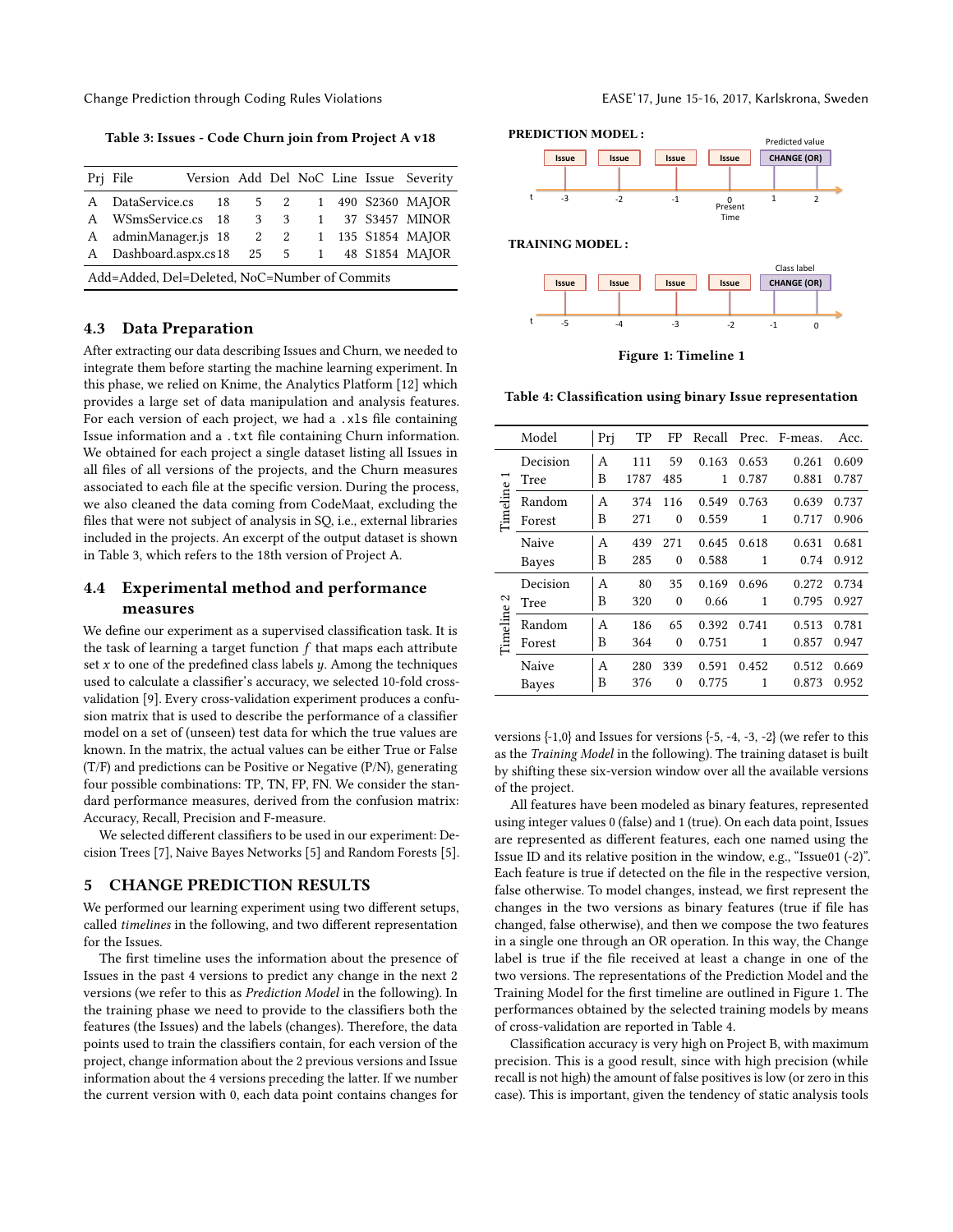**Table 3: Issues - Code Churn join from Project A v18**

| Prj | File | Version | Add | Del | NoC | Line | Issue | Severity |
|---|---|---|---|---|---|---|---|---|
| A | DataService.cs | 18 | 5 | 2 | 1 | 490 | S2360 | MAJOR |
| A | WSmsService.cs | 18 | 3 | 3 | 1 | 37 | S3457 | MINOR |
| A | adminManager.js | 18 | 2 | 2 | 1 | 135 | S1854 | MAJOR |
| A | Dashboard.aspx.cs | 18 | 25 | 5 | 1 | 48 | S1854 | MAJOR |

Add=Added, Del=Deleted, NoC=Number of Commits

### 4.3 Data Preparation

After extracting our data describing Issues and Churn, we needed to integrate them before starting the machine learning experiment. In this phase, we relied on Knime, the Analytics Platform [12] which provides a large set of data manipulation and analysis features. For each version of each project, we had a .xls file containing Issue information and a .txt file containing Churn information. We obtained for each project a single dataset listing all Issues in all files of all versions of the projects, and the Churn measures associated to each file at the specific version. During the process, we also cleaned the data coming from CodeMaat, excluding the files that were not subject of analysis in SQ, i.e., external libraries included in the projects. An excerpt of the output dataset is shown in Table 3, which refers to the 18th version of Project A.

### 4.4 Experimental method and performance measures

We define our experiment as a supervised classification task. It is the task of learning a target function $f$ that maps each attribute set $x$ to one of the predefined class labels $y$. Among the techniques used to calculate a classifier's accuracy, we selected 10-fold cross-validation [9]. Every cross-validation experiment produces a confusion matrix that is used to describe the performance of a classifier model on a set of (unseen) test data for which the true values are known. In the matrix, the actual values can be either True or False (T/F) and predictions can be Positive or Negative (P/N), generating four possible combinations: TP, TN, FP, FN. We consider the standard performance measures, derived from the confusion matrix: Accuracy, Recall, Precision and F-measure.

We selected different classifiers to be used in our experiment: Decision Trees [7], Naive Bayes Networks [5] and Random Forests [5].

## 5 CHANGE PREDICTION RESULTS

We performed our learning experiment using two different setups, called *timelines* in the following, and two different representation for the Issues.

The first timeline uses the information about the presence of Issues in the past 4 versions to predict any change in the next 2 versions (we refer to this as *Prediction Model* in the following). In the training phase we need to provide to the classifiers both the features (the Issues) and the labels (changes). Therefore, the data points used to train the classifiers contain, for each version of the project, change information about the 2 previous versions and Issue information about the 4 versions preceding the latter. If we number the current version with 0, each data point contains changes for versions {-1,0} and Issues for versions {-5, -4, -3, -2} (we refer to this as the *Training Model* in the following). The training dataset is built by shifting these six-version window over all the available versions of the project.

All features have been modeled as binary features, represented using integer values 0 (false) and 1 (true). On each data point, Issues are represented as different features, each one named using the Issue ID and its relative position in the window, e.g., "Issue01 (-2)". Each feature is true if detected on the file in the respective version, false otherwise. To model changes, instead, we first represent the changes in the two versions as binary features (true if file has changed, false otherwise), and then we compose the two features in a single one through an OR operation. In this way, the Change label is true if the file received at least a change in one of the two versions. The representations of the Prediction Model and the Training Model for the first timeline are outlined in Figure 1. The performances obtained by the selected training models by means of cross-validation are reported in Table 4.

**PREDICTION MODEL :**

| t | -3 | -2 | -1 | 0 (Present Time) | 1 | 2 |
|---|---|---|---|---|---|---|
| | Issue | Issue | Issue | Issue | CHANGE (OR) (Predicted value) | |

**TRAINING MODEL :**

| t | -5 | -4 | -3 | -2 | -1 | 0 |
|---|---|---|---|---|---|---|
| | Issue | Issue | Issue | Issue | CHANGE (OR) (Class label) | |

**Figure 1: Timeline 1**

**Table 4: Classification using binary Issue representation**

| | Model | Prj | TP | FP | Recall | Prec. | F-meas. | Acc. |
|---|---|---|---|---|---|---|---|---|
| Timeline 1 | Decision Tree | A | 111 | 59 | 0.163 | 0.653 | 0.261 | 0.609 |
| | | B | 1787 | 485 | 1 | 0.787 | 0.881 | 0.787 |
| | Random Forest | A | 374 | 116 | 0.549 | 0.763 | 0.639 | 0.737 |
| | | B | 271 | 0 | 0.559 | 1 | 0.717 | 0.906 |
| | Naive Bayes | A | 439 | 271 | 0.645 | 0.618 | 0.631 | 0.681 |
| | | B | 285 | 0 | 0.588 | 1 | 0.74 | 0.912 |
| Timeline 2 | Decision Tree | A | 80 | 35 | 0.169 | 0.696 | 0.272 | 0.734 |
| | | B | 320 | 0 | 0.66 | 1 | 0.795 | 0.927 |
| | Random Forest | A | 186 | 65 | 0.392 | 0.741 | 0.513 | 0.781 |
| | | B | 364 | 0 | 0.751 | 1 | 0.857 | 0.947 |
| | Naive Bayes | A | 280 | 339 | 0.591 | 0.452 | 0.512 | 0.669 |
| | | B | 376 | 0 | 0.775 | 1 | 0.873 | 0.952 |

Classification accuracy is very high on Project B, with maximum precision. This is a good result, since with high precision (while recall is not high) the amount of false positives is low (or zero in this case). This is important, given the tendency of static analysis tools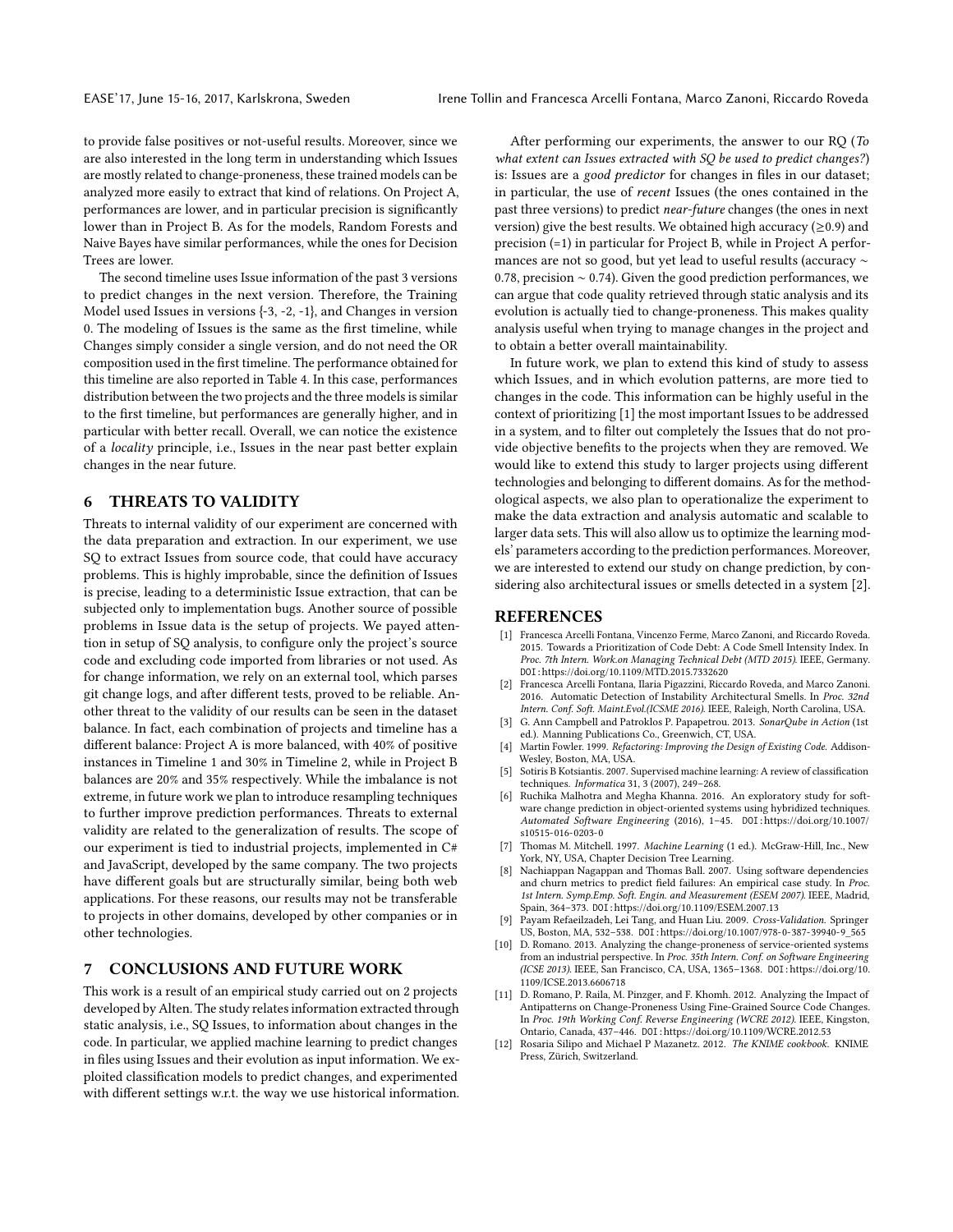to provide false positives or not-useful results. Moreover, since we are also interested in the long term in understanding which Issues are mostly related to change-proneness, these trained models can be analyzed more easily to extract that kind of relations. On Project A, performances are lower, and in particular precision is significantly lower than in Project B. As for the models, Random Forests and Naive Bayes have similar performances, while the ones for Decision Trees are lower.

The second timeline uses Issue information of the past 3 versions to predict changes in the next version. Therefore, the Training Model used Issues in versions {-3, -2, -1}, and Changes in version 0. The modeling of Issues is the same as the first timeline, while Changes simply consider a single version, and do not need the OR composition used in the first timeline. The performance obtained for this timeline are also reported in Table 4. In this case, performances distribution between the two projects and the three models is similar to the first timeline, but performances are generally higher, and in particular with better recall. Overall, we can notice the existence of a *locality* principle, i.e., Issues in the near past better explain changes in the near future.

## 6 THREATS TO VALIDITY

Threats to internal validity of our experiment are concerned with the data preparation and extraction. In our experiment, we use SQ to extract Issues from source code, that could have accuracy problems. This is highly improbable, since the definition of Issues is precise, leading to a deterministic Issue extraction, that can be subjected only to implementation bugs. Another source of possible problems in Issue data is the setup of projects. We payed attention in setup of SQ analysis, to configure only the project's source code and excluding code imported from libraries or not used. As for change information, we rely on an external tool, which parses git change logs, and after different tests, proved to be reliable. Another threat to the validity of our results can be seen in the dataset balance. In fact, each combination of projects and timeline has a different balance: Project A is more balanced, with 40% of positive instances in Timeline 1 and 30% in Timeline 2, while in Project B balances are 20% and 35% respectively. While the imbalance is not extreme, in future work we plan to introduce resampling techniques to further improve prediction performances. Threats to external validity are related to the generalization of results. The scope of our experiment is tied to industrial projects, implemented in C# and JavaScript, developed by the same company. The two projects have different goals but are structurally similar, being both web applications. For these reasons, our results may not be transferable to projects in other domains, developed by other companies or in other technologies.

## 7 CONCLUSIONS AND FUTURE WORK

This work is a result of an empirical study carried out on 2 projects developed by Alten. The study relates information extracted through static analysis, i.e., SQ Issues, to information about changes in the code. In particular, we applied machine learning to predict changes in files using Issues and their evolution as input information. We exploited classification models to predict changes, and experimented with different settings w.r.t. the way we use historical information.

After performing our experiments, the answer to our RQ (*To what extent can Issues extracted with SQ be used to predict changes?*) is: Issues are a *good predictor* for changes in files in our dataset; in particular, the use of *recent* Issues (the ones contained in the past three versions) to predict *near-future* changes (the ones in next version) give the best results. We obtained high accuracy ($\geq$0.9) and precision (=1) in particular for Project B, while in Project A performances are not so good, but yet lead to useful results (accuracy $\sim$ 0.78, precision $\sim$ 0.74). Given the good prediction performances, we can argue that code quality retrieved through static analysis and its evolution is actually tied to change-proneness. This makes quality analysis useful when trying to manage changes in the project and to obtain a better overall maintainability.

In future work, we plan to extend this kind of study to assess which Issues, and in which evolution patterns, are more tied to changes in the code. This information can be highly useful in the context of prioritizing [1] the most important Issues to be addressed in a system, and to filter out completely the Issues that do not provide objective benefits to the projects when they are removed. We would like to extend this study to larger projects using different technologies and belonging to different domains. As for the methodological aspects, we also plan to operationalize the experiment to make the data extraction and analysis automatic and scalable to larger data sets. This will also allow us to optimize the learning models' parameters according to the prediction performances. Moreover, we are interested to extend our study on change prediction, by considering also architectural issues or smells detected in a system [2].

## REFERENCES

- [1] Francesca Arcelli Fontana, Vincenzo Ferme, Marco Zanoni, and Riccardo Roveda. 2015. Towards a Prioritization of Code Debt: A Code Smell Intensity Index. In *Proc. 7th Intern. Work.on Managing Technical Debt (MTD 2015)*. IEEE, Germany. DOI:https://doi.org/10.1109/MTD.2015.7332620
- [2] Francesca Arcelli Fontana, Ilaria Pigazzini, Riccardo Roveda, and Marco Zanoni. 2016. Automatic Detection of Instability Architectural Smells. In *Proc. 32nd Intern. Conf. Soft. Maint.Evol.(ICSME 2016)*. IEEE, Raleigh, North Carolina, USA.
- [3] G. Ann Campbell and Patroklos P. Papapetrou. 2013. *SonarQube in Action* (1st ed.). Manning Publications Co., Greenwich, CT, USA.
- [4] Martin Fowler. 1999. *Refactoring: Improving the Design of Existing Code*. Addison-Wesley, Boston, MA, USA.
- [5] Sotiris B Kotsiantis. 2007. Supervised machine learning: A review of classification techniques. *Informatica* 31, 3 (2007), 249–268.
- [6] Ruchika Malhotra and Megha Khanna. 2016. An exploratory study for software change prediction in object-oriented systems using hybridized techniques. *Automated Software Engineering* (2016), 1–45. DOI:https://doi.org/10.1007/s10515-016-0203-0
- [7] Thomas M. Mitchell. 1997. *Machine Learning* (1 ed.). McGraw-Hill, Inc., New York, NY, USA, Chapter Decision Tree Learning.
- [8] Nachiappan Nagappan and Thomas Ball. 2007. Using software dependencies and churn metrics to predict field failures: An empirical case study. In *Proc. 1st Intern. Symp.Emp. Soft. Engin. and Measurement (ESEM 2007)*. IEEE, Madrid, Spain, 364–373. DOI:https://doi.org/10.1109/ESEM.2007.13
- [9] Payam Refaeilzadeh, Lei Tang, and Huan Liu. 2009. *Cross-Validation*. Springer US, Boston, MA, 532–538. DOI:https://doi.org/10.1007/978-0-387-39940-9_565
- [10] D. Romano. 2013. Analyzing the change-proneness of service-oriented systems from an industrial perspective. In *Proc. 35th Intern. Conf. on Software Engineering (ICSE 2013)*. IEEE, San Francisco, CA, USA, 1365–1368. DOI:https://doi.org/10.1109/ICSE.2013.6606718
- [11] D. Romano, P. Raila, M. Pinzger, and F. Khomh. 2012. Analyzing the Impact of Antipatterns on Change-Proneness Using Fine-Grained Source Code Changes. In *Proc. 19th Working Conf. Reverse Engineering (WCRE 2012)*. IEEE, Kingston, Ontario, Canada, 437–446. DOI:https://doi.org/10.1109/WCRE.2012.53
- [12] Rosaria Silipo and Michael P Mazanetz. 2012. *The KNIME cookbook*. KNIME Press, Zürich, Switzerland.